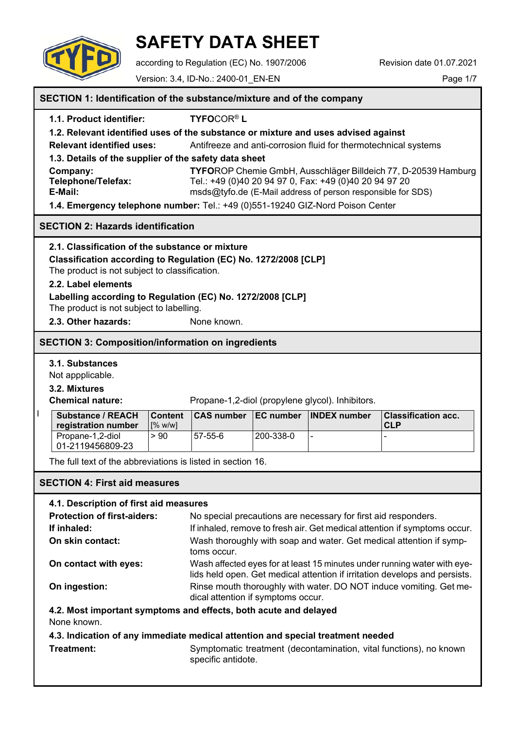# SAFETY DATA SHEET

according to Regulation (EC) No. 1907/2006

Revision date 01.07.2021

Version: 3.4, ID-No.: 2400-01_EN-EN

## SECTION 1: Identification of the substance/mixture and of the company

**1.1. Product identifier:** **TYFO**COR® **L**

**1.2. Relevant identified uses of the substance or mixture and uses advised against**

**Relevant identified uses:** Antifreeze and anti-corrosion fluid for thermotechnical systems

**1.3. Details of the supplier of the safety data sheet**

**Company:** **TYFO**ROP Chemie GmbH, Ausschläger Billdeich 77, D-20539 Hamburg

**Telephone/Telefax:** Tel.: +49 (0)40 20 94 97 0, Fax: +49 (0)40 20 94 97 20

**E-Mail:** msds@tyfo.de (E-Mail address of person responsible for SDS)

**1.4. Emergency telephone number:** Tel.: +49 (0)551-19240 GIZ-Nord Poison Center

## SECTION 2: Hazards identification

**2.1. Classification of the substance or mixture**

**Classification according to Regulation (EC) No. 1272/2008 [CLP]**

The product is not subject to classification.

**2.2. Label elements**

**Labelling according to Regulation (EC) No. 1272/2008 [CLP]**

The product is not subject to labelling.

**2.3. Other hazards:** None known.

## SECTION 3: Composition/information on ingredients

**3.1. Substances**

Not appplicable.

**3.2. Mixtures**

**Chemical nature:** Propane-1,2-diol (propylene glycol). Inhibitors.

| Substance / REACH registration number | Content [% w/w] | CAS number | EC number | INDEX number | Classification acc. CLP |
|---|---|---|---|---|---|
| Propane-1,2-diol 01-2119456809-23 | > 90 | 57-55-6 | 200-338-0 | - | - |

The full text of the abbreviations is listed in section 16.

## SECTION 4: First aid measures

**4.1. Description of first aid measures**

**Protection of first-aiders:** No special precautions are necessary for first aid responders.

**If inhaled:** If inhaled, remove to fresh air. Get medical attention if symptoms occur.

**On skin contact:** Wash thoroughly with soap and water. Get medical attention if symptoms occur.

**On contact with eyes:** Wash affected eyes for at least 15 minutes under running water with eyelids held open. Get medical attention if irritation develops and persists.

**On ingestion:** Rinse mouth thoroughly with water. DO NOT induce vomiting. Get medical attention if symptoms occur.

**4.2. Most important symptoms and effects, both acute and delayed**

None known.

**4.3. Indication of any immediate medical attention and special treatment needed**

**Treatment:** Symptomatic treatment (decontamination, vital functions), no known specific antidote.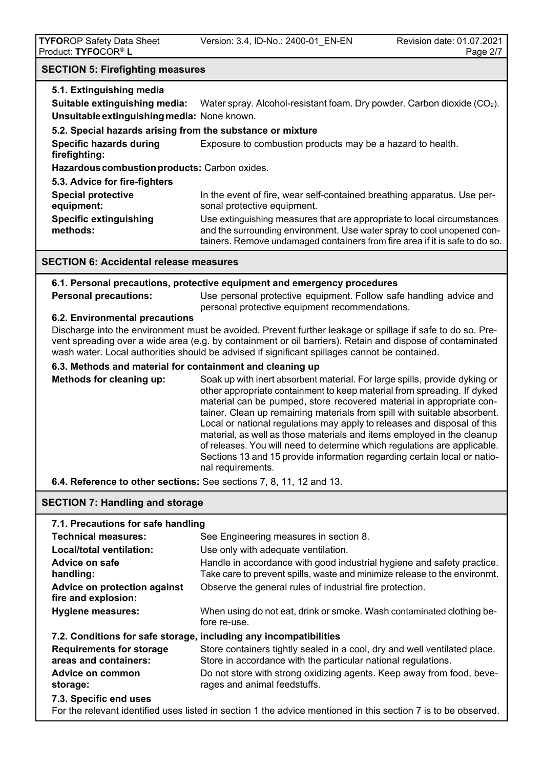## SECTION 5: Firefighting measures

### 5.1. Extinguishing media

**Suitable extinguishing media:** Water spray. Alcohol-resistant foam. Dry powder. Carbon dioxide ($CO_2$).

**Unsuitable extinguishing media:** None known.

### 5.2. Special hazards arising from the substance or mixture

**Specific hazards during firefighting:** Exposure to combustion products may be a hazard to health.

**Hazardous combustion products:** Carbon oxides.

### 5.3. Advice for fire-fighters

**Special protective equipment:** In the event of fire, wear self-contained breathing apparatus. Use personal protective equipment.

**Specific extinguishing methods:** Use extinguishing measures that are appropriate to local circumstances and the surrounding environment. Use water spray to cool unopened containers. Remove undamaged containers from fire area if it is safe to do so.

## SECTION 6: Accidental release measures

### 6.1. Personal precautions, protective equipment and emergency procedures

**Personal precautions:** Use personal protective equipment. Follow safe handling advice and personal protective equipment recommendations.

### 6.2. Environmental precautions

Discharge into the environment must be avoided. Prevent further leakage or spillage if safe to do so. Prevent spreading over a wide area (e.g. by containment or oil barriers). Retain and dispose of contaminated wash water. Local authorities should be advised if significant spillages cannot be contained.

### 6.3. Methods and material for containment and cleaning up

**Methods for cleaning up:** Soak up with inert absorbent material. For large spills, provide dyking or other appropriate containment to keep material from spreading. If dyked material can be pumped, store recovered material in appropriate container. Clean up remaining materials from spill with suitable absorbent. Local or national regulations may apply to releases and disposal of this material, as well as those materials and items employed in the cleanup of releases. You will need to determine which regulations are applicable. Sections 13 and 15 provide information regarding certain local or national requirements.

**6.4. Reference to other sections:** See sections 7, 8, 11, 12 and 13.

## SECTION 7: Handling and storage

### 7.1. Precautions for safe handling

**Technical measures:** See Engineering measures in section 8.

**Local/total ventilation:** Use only with adequate ventilation.

**Advice on safe handling:** Handle in accordance with good industrial hygiene and safety practice. Take care to prevent spills, waste and minimize release to the environmt.

**Advice on protection against fire and explosion:** Observe the general rules of industrial fire protection.

**Hygiene measures:** When using do not eat, drink or smoke. Wash contaminated clothing before re-use.

### 7.2. Conditions for safe storage, including any incompatibilities

**Requirements for storage areas and containers:** Store containers tightly sealed in a cool, dry and well ventilated place. Store in accordance with the particular national regulations.

**Advice on common storage:** Do not store with strong oxidizing agents. Keep away from food, beverages and animal feedstuffs.

### 7.3. Specific end uses

For the relevant identified uses listed in section 1 the advice mentioned in this section 7 is to be observed.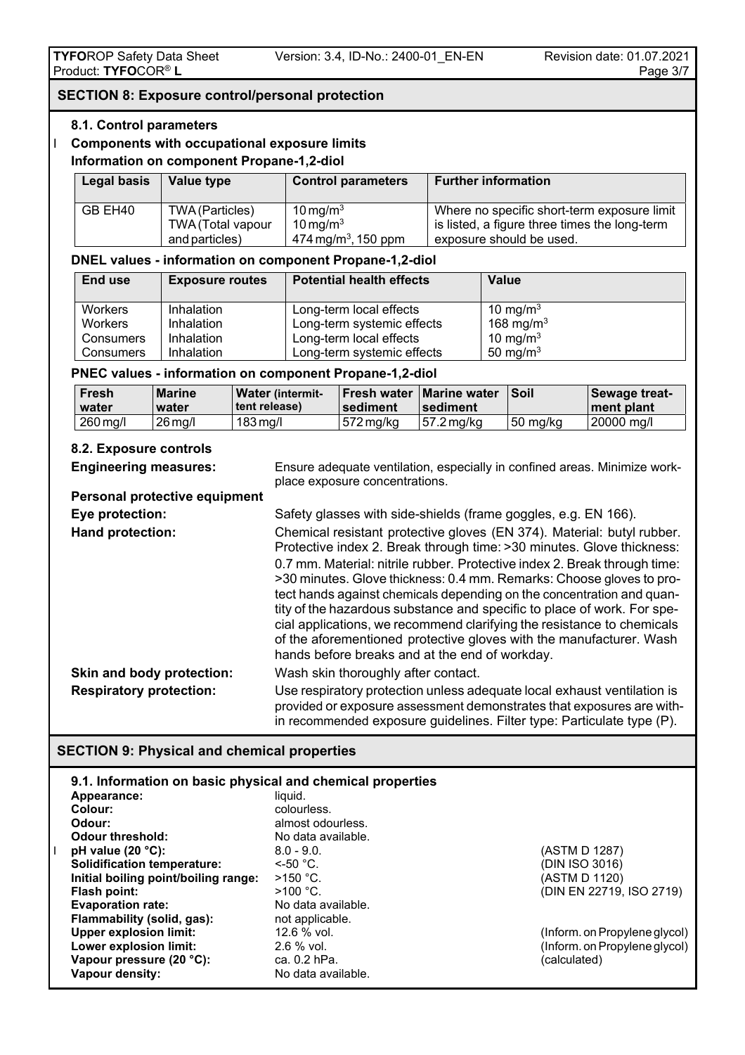## SECTION 8: Exposure control/personal protection

### 8.1. Control parameters

**Components with occupational exposure limits**

**Information on component Propane-1,2-diol**

| Legal basis | Value type | Control parameters | Further information |
|---|---|---|---|
| GB EH40 | TWA (Particles)<br>TWA (Total vapour and particles) | 10 mg/m$^3$<br>10 mg/m$^3$<br>474 mg/m$^3$, 150 ppm | Where no specific short-term exposure limit is listed, a figure three times the long-term exposure should be used. |

**DNEL values - information on component Propane-1,2-diol**

| End use | Exposure routes | Potential health effects | Value |
|---|---|---|---|
| Workers | Inhalation | Long-term local effects | 10 mg/m$^3$ |
| Workers | Inhalation | Long-term systemic effects | 168 mg/m$^3$ |
| Consumers | Inhalation | Long-term local effects | 10 mg/m$^3$ |
| Consumers | Inhalation | Long-term systemic effects | 50 mg/m$^3$ |

**PNEC values - information on component Propane-1,2-diol**

| Fresh water | Marine water | Water (intermittent release) | Fresh water sediment | Marine water sediment | Soil | Sewage treatment plant |
|---|---|---|---|---|---|---|
| 260 mg/l | 26 mg/l | 183 mg/l | 572 mg/kg | 57.2 mg/kg | 50 mg/kg | 20000 mg/l |

### 8.2. Exposure controls

**Engineering measures:** Ensure adequate ventilation, especially in confined areas. Minimize workplace exposure concentrations.

**Personal protective equipment**

**Eye protection:** Safety glasses with side-shields (frame goggles, e.g. EN 166).

**Hand protection:** Chemical resistant protective gloves (EN 374). Material: butyl rubber. Protective index 2. Break through time: >30 minutes. Glove thickness: 0.7 mm. Material: nitrile rubber. Protective index 2. Break through time: >30 minutes. Glove thickness: 0.4 mm. Remarks: Choose gloves to protect hands against chemicals depending on the concentration and quantity of the hazardous substance and specific to place of work. For special applications, we recommend clarifying the resistance to chemicals of the aforementioned protective gloves with the manufacturer. Wash hands before breaks and at the end of workday.

**Skin and body protection:** Wash skin thoroughly after contact.

**Respiratory protection:** Use respiratory protection unless adequate local exhaust ventilation is provided or exposure assessment demonstrates that exposures are within recommended exposure guidelines. Filter type: Particulate type (P).

## SECTION 9: Physical and chemical properties

### 9.1. Information on basic physical and chemical properties

| Property | Value | Method/Remark |
|---|---|---|
| **Appearance:** | liquid. | |
| **Colour:** | colourless. | |
| **Odour:** | almost odourless. | |
| **Odour threshold:** | No data available. | |
| **pH value (20 °C):** | 8.0 - 9.0. | (ASTM D 1287) |
| **Solidification temperature:** | <-50 °C. | (DIN ISO 3016) |
| **Initial boiling point/boiling range:** | >150 °C. | (ASTM D 1120) |
| **Flash point:** | >100 °C. | (DIN EN 22719, ISO 2719) |
| **Evaporation rate:** | No data available. | |
| **Flammability (solid, gas):** | not applicable. | |
| **Upper explosion limit:** | 12.6 % vol. | (Inform. on Propylene glycol) |
| **Lower explosion limit:** | 2.6 % vol. | (Inform. on Propylene glycol) |
| **Vapour pressure (20 °C):** | ca. 0.2 hPa. | (calculated) |
| **Vapour density:** | No data available. | |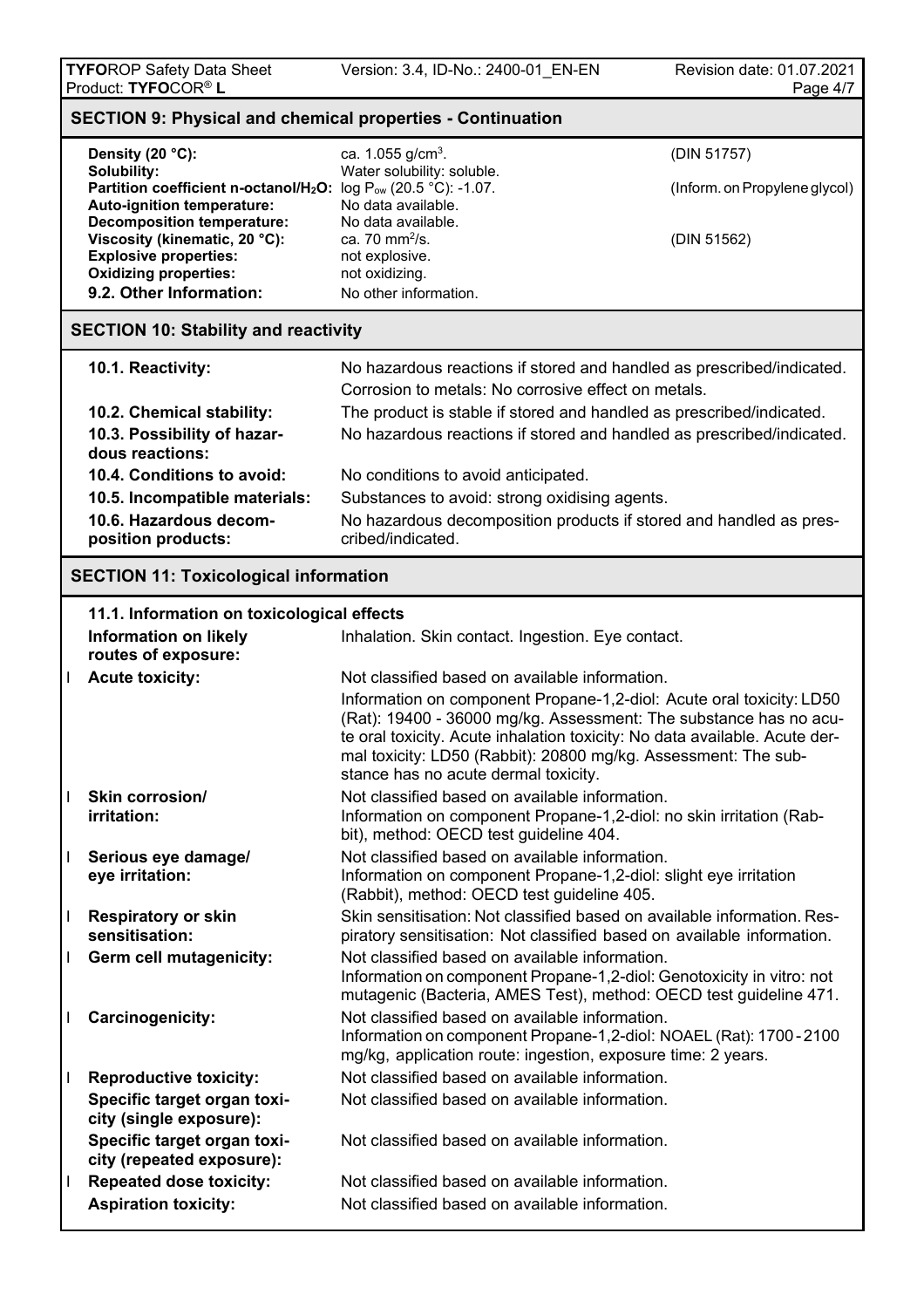## SECTION 9: Physical and chemical properties - Continuation

| | | |
|---|---|---|
| **Density (20 °C):** | ca. 1.055 g/cm³. | (DIN 51757) |
| **Solubility:** | Water solubility: soluble. | |
| **Partition coefficient n-octanol/$H_2O$:** | log $P_{ow}$ (20.5 °C): -1.07. | (Inform. on Propylene glycol) |
| **Auto-ignition temperature:** | No data available. | |
| **Decomposition temperature:** | No data available. | |
| **Viscosity (kinematic, 20 °C):** | ca. 70 mm²/s. | (DIN 51562) |
| **Explosive properties:** | not explosive. | |
| **Oxidizing properties:** | not oxidizing. | |
| **9.2. Other Information:** | No other information. | |

## SECTION 10: Stability and reactivity

**10.1. Reactivity:** No hazardous reactions if stored and handled as prescribed/indicated. Corrosion to metals: No corrosive effect on metals.

**10.2. Chemical stability:** The product is stable if stored and handled as prescribed/indicated.

**10.3. Possibility of hazardous reactions:** No hazardous reactions if stored and handled as prescribed/indicated.

**10.4. Conditions to avoid:** No conditions to avoid anticipated.

**10.5. Incompatible materials:** Substances to avoid: strong oxidising agents.

**10.6. Hazardous decomposition products:** No hazardous decomposition products if stored and handled as prescribed/indicated.

## SECTION 11: Toxicological information

**11.1. Information on toxicological effects**

**Information on likely routes of exposure:** Inhalation. Skin contact. Ingestion. Eye contact.

**Acute toxicity:** Not classified based on available information.
Information on component Propane-1,2-diol: Acute oral toxicity: LD50 (Rat): 19400 - 36000 mg/kg. Assessment: The substance has no acute oral toxicity. Acute inhalation toxicity: No data available. Acute dermal toxicity: LD50 (Rabbit): 20800 mg/kg. Assessment: The substance has no acute dermal toxicity.

**Skin corrosion/ irritation:** Not classified based on available information.
Information on component Propane-1,2-diol: no skin irritation (Rabbit), method: OECD test guideline 404.

**Serious eye damage/ eye irritation:** Not classified based on available information.
Information on component Propane-1,2-diol: slight eye irritation (Rabbit), method: OECD test guideline 405.

**Respiratory or skin sensitisation:** Skin sensitisation: Not classified based on available information. Respiratory sensitisation: Not classified based on available information.

**Germ cell mutagenicity:** Not classified based on available information.
Information on component Propane-1,2-diol: Genotoxicity in vitro: not mutagenic (Bacteria, AMES Test), method: OECD test guideline 471.

**Carcinogenicity:** Not classified based on available information.
Information on component Propane-1,2-diol: NOAEL (Rat): 1700 - 2100 mg/kg, application route: ingestion, exposure time: 2 years.

**Reproductive toxicity:** Not classified based on available information.

**Specific target organ toxicity (single exposure):** Not classified based on available information.

**Specific target organ toxicity (repeated exposure):** Not classified based on available information.

**Repeated dose toxicity:** Not classified based on available information.

**Aspiration toxicity:** Not classified based on available information.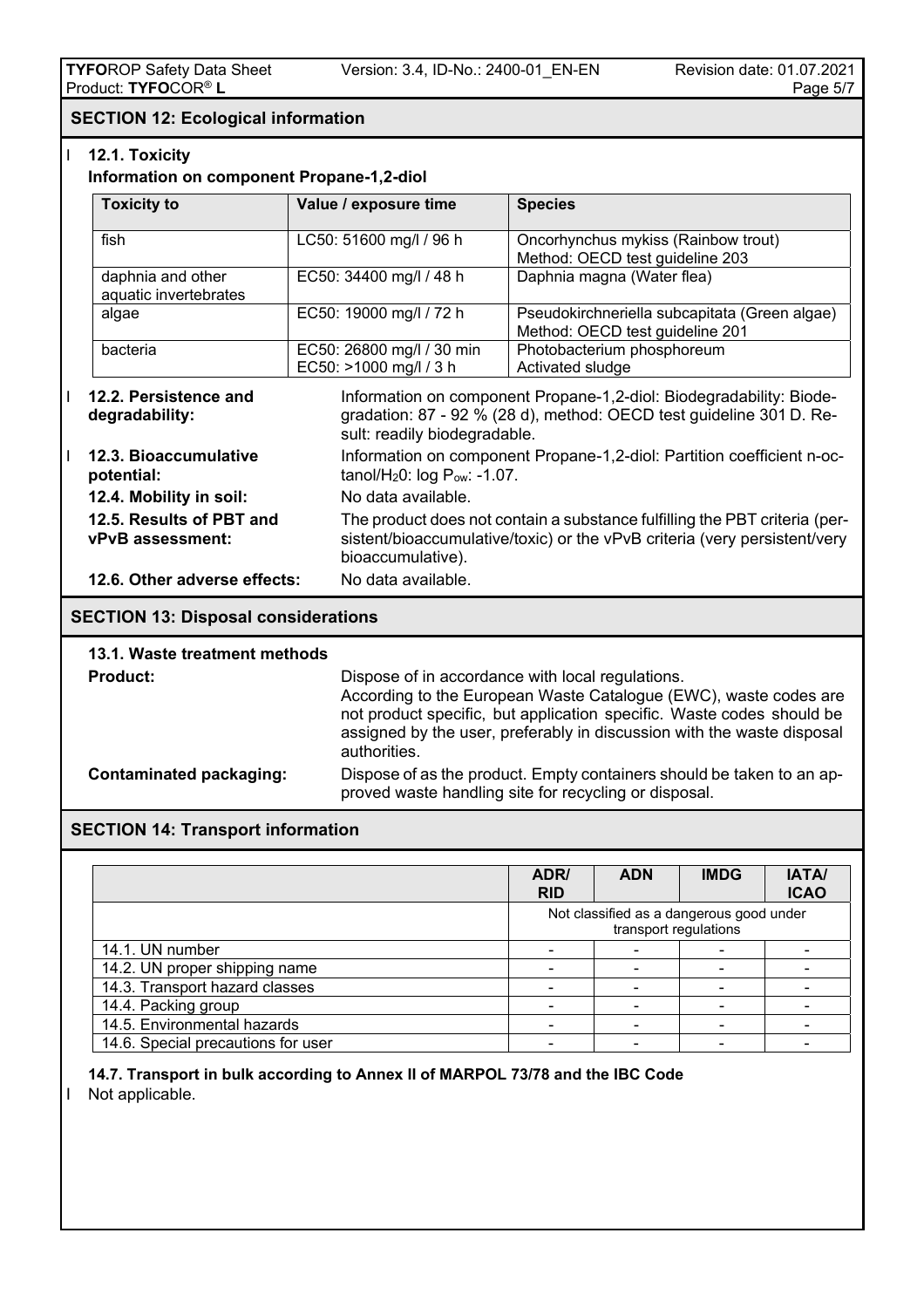## SECTION 12: Ecological information

### 12.1. Toxicity

**Information on component Propane-1,2-diol**

| Toxicity to | Value / exposure time | Species |
|---|---|---|
| fish | LC50: 51600 mg/l / 96 h | Oncorhynchus mykiss (Rainbow trout) Method: OECD test guideline 203 |
| daphnia and other aquatic invertebrates | EC50: 34400 mg/l / 48 h | Daphnia magna (Water flea) |
| algae | EC50: 19000 mg/l / 72 h | Pseudokirchneriella subcapitata (Green algae) Method: OECD test guideline 201 |
| bacteria | EC50: 26800 mg/l / 30 min EC50: >1000 mg/l / 3 h | Photobacterium phosphoreum Activated sludge |

**12.2. Persistence and degradability:** Information on component Propane-1,2-diol: Biodegradability: Biodegradation: 87 - 92 % (28 d), method: OECD test guideline 301 D. Result: readily biodegradable.

**12.3. Bioaccumulative potential:** Information on component Propane-1,2-diol: Partition coefficient n-octanol/$H_2O$: log $P_{ow}$: -1.07.

**12.4. Mobility in soil:** No data available.

**12.5. Results of PBT and vPvB assessment:** The product does not contain a substance fulfilling the PBT criteria (persistent/bioaccumulative/toxic) or the vPvB criteria (very persistent/very bioaccumulative).

**12.6. Other adverse effects:** No data available.

## SECTION 13: Disposal considerations

### 13.1. Waste treatment methods

**Product:** Dispose of in accordance with local regulations. According to the European Waste Catalogue (EWC), waste codes are not product specific, but application specific. Waste codes should be assigned by the user, preferably in discussion with the waste disposal authorities.

**Contaminated packaging:** Dispose of as the product. Empty containers should be taken to an approved waste handling site for recycling or disposal.

## SECTION 14: Transport information

| | ADR/ RID | ADN | IMDG | IATA/ ICAO |
|---|---|---|---|---|
| | Not classified as a dangerous good under transport regulations | | | |
| 14.1. UN number | - | - | - | - |
| 14.2. UN proper shipping name | - | - | - | - |
| 14.3. Transport hazard classes | - | - | - | - |
| 14.4. Packing group | - | - | - | - |
| 14.5. Environmental hazards | - | - | - | - |
| 14.6. Special precautions for user | - | - | - | - |

**14.7. Transport in bulk according to Annex II of MARPOL 73/78 and the IBC Code**

Not applicable.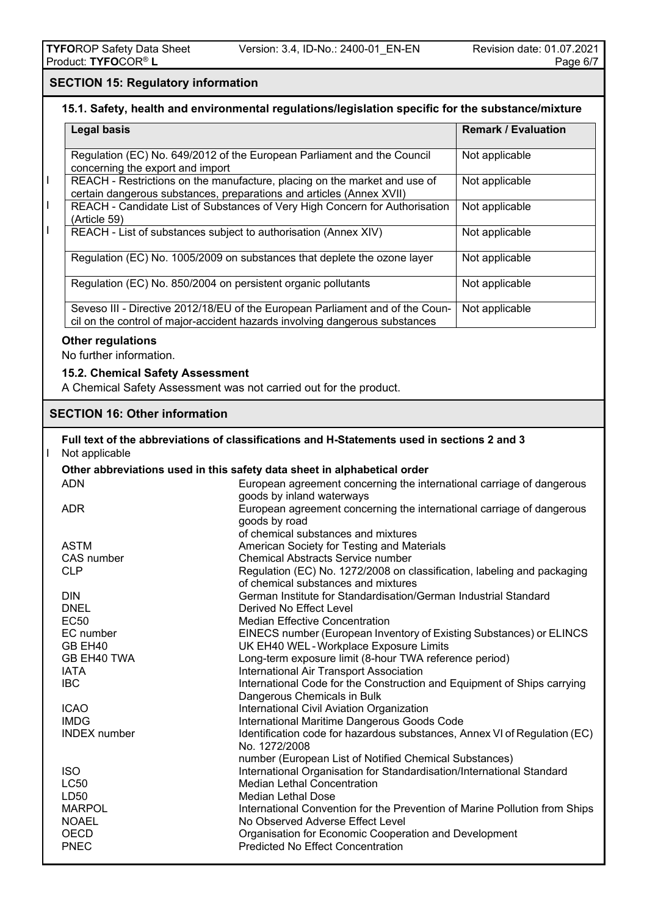## SECTION 15: Regulatory information

### 15.1. Safety, health and environmental regulations/legislation specific for the substance/mixture

| Legal basis | Remark / Evaluation |
|---|---|
| Regulation (EC) No. 649/2012 of the European Parliament and the Council concerning the export and import | Not applicable |
| REACH - Restrictions on the manufacture, placing on the market and use of certain dangerous substances, preparations and articles (Annex XVII) | Not applicable |
| REACH - Candidate List of Substances of Very High Concern for Authorisation (Article 59) | Not applicable |
| REACH - List of substances subject to authorisation (Annex XIV) | Not applicable |
| Regulation (EC) No. 1005/2009 on substances that deplete the ozone layer | Not applicable |
| Regulation (EC) No. 850/2004 on persistent organic pollutants | Not applicable |
| Seveso III - Directive 2012/18/EU of the European Parliament and of the Council on the control of major-accident hazards involving dangerous substances | Not applicable |

**Other regulations**

No further information.

### 15.2. Chemical Safety Assessment

A Chemical Safety Assessment was not carried out for the product.

## SECTION 16: Other information

**Full text of the abbreviations of classifications and H-Statements used in sections 2 and 3**

Not applicable

**Other abbreviations used in this safety data sheet in alphabetical order**

| | |
|---|---|
| ADN | European agreement concerning the international carriage of dangerous goods by inland waterways |
| ADR | European agreement concerning the international carriage of dangerous goods by road of chemical substances and mixtures |
| ASTM | American Society for Testing and Materials |
| CAS number | Chemical Abstracts Service number |
| CLP | Regulation (EC) No. 1272/2008 on classification, labeling and packaging of chemical substances and mixtures |
| DIN | German Institute for Standardisation/German Industrial Standard |
| DNEL | Derived No Effect Level |
| EC50 | Median Effective Concentration |
| EC number | EINECS number (European Inventory of Existing Substances) or ELINCS |
| GB EH40 | UK EH40 WEL - Workplace Exposure Limits |
| GB EH40 TWA | Long-term exposure limit (8-hour TWA reference period) |
| IATA | International Air Transport Association |
| IBC | International Code for the Construction and Equipment of Ships carrying Dangerous Chemicals in Bulk |
| ICAO | International Civil Aviation Organization |
| IMDG | International Maritime Dangerous Goods Code |
| INDEX number | Identification code for hazardous substances, Annex VI of Regulation (EC) No. 1272/2008 number (European List of Notified Chemical Substances) |
| ISO | International Organisation for Standardisation/International Standard |
| LC50 | Median Lethal Concentration |
| LD50 | Median Lethal Dose |
| MARPOL | International Convention for the Prevention of Marine Pollution from Ships |
| NOAEL | No Observed Adverse Effect Level |
| OECD | Organisation for Economic Cooperation and Development |
| PNEC | Predicted No Effect Concentration |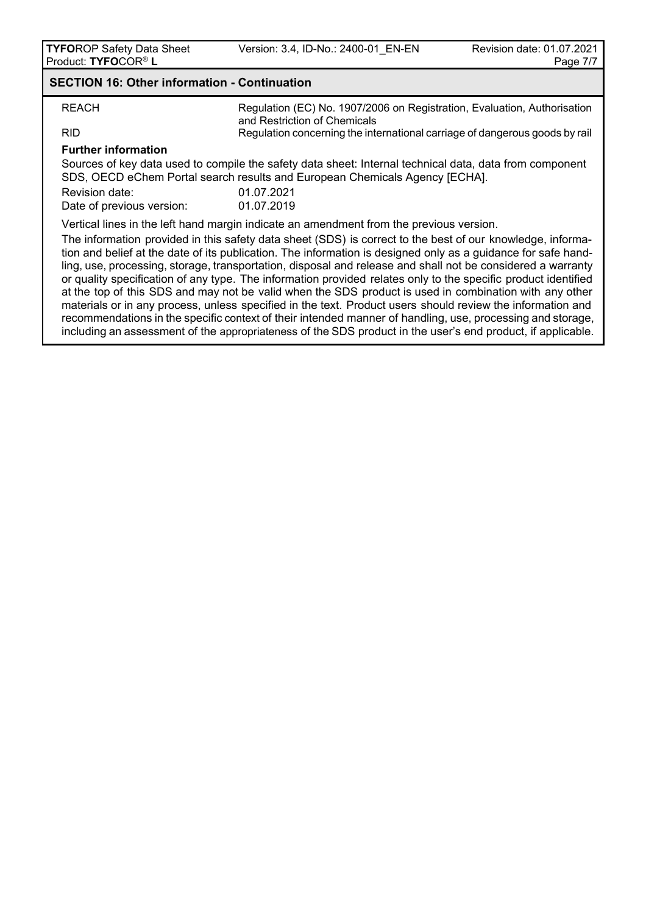## SECTION 16: Other information - Continuation

| | |
|---|---|
| REACH | Regulation (EC) No. 1907/2006 on Registration, Evaluation, Authorisation and Restriction of Chemicals |
| RID | Regulation concerning the international carriage of dangerous goods by rail |

**Further information**

Sources of key data used to compile the safety data sheet: Internal technical data, data from component SDS, OECD eChem Portal search results and European Chemicals Agency [ECHA].

Revision date: 01.07.2021
Date of previous version: 01.07.2019

Vertical lines in the left hand margin indicate an amendment from the previous version.

The information provided in this safety data sheet (SDS) is correct to the best of our knowledge, information and belief at the date of its publication. The information is designed only as a guidance for safe handling, use, processing, storage, transportation, disposal and release and shall not be considered a warranty or quality specification of any type. The information provided relates only to the specific product identified at the top of this SDS and may not be valid when the SDS product is used in combination with any other materials or in any process, unless specified in the text. Product users should review the information and recommendations in the specific context of their intended manner of handling, use, processing and storage, including an assessment of the appropriateness of the SDS product in the user's end product, if applicable.